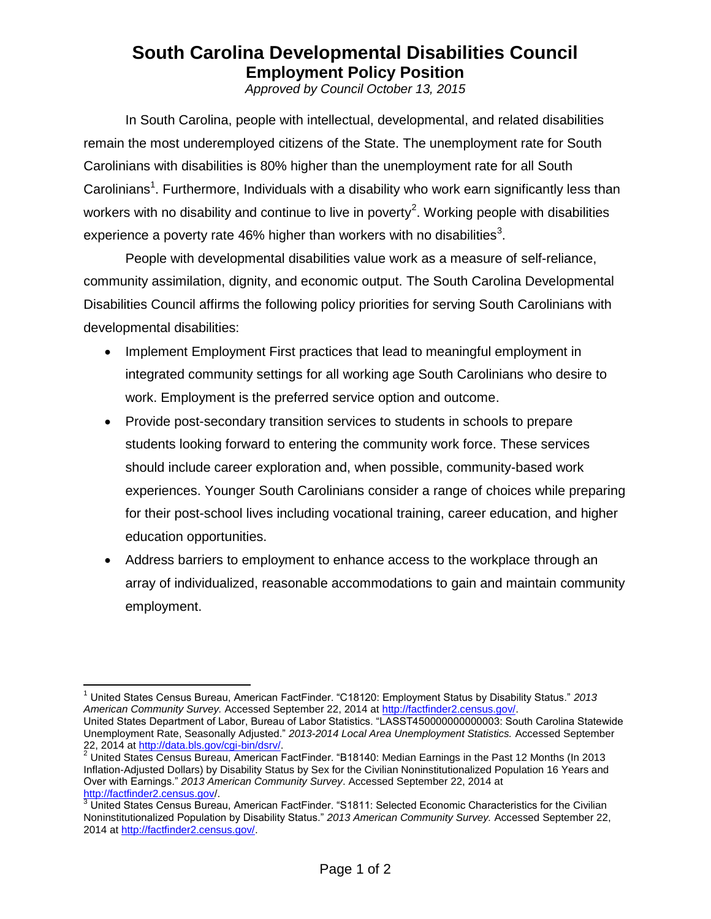# South Carolina Developmental Disabilities Council

## Employment Policy Position

*Approved by Council October 13, 2015*

In South Carolina, people with intellectual, developmental, and related disabilities remain the most underemployed citizens of the State. The unemployment rate for South Carolinians with disabilities is 80% higher than the unemployment rate for all South Carolinians[1]. Furthermore, Individuals with a disability who work earn significantly less than workers with no disability and continue to live in poverty[2]. Working people with disabilities experience a poverty rate 46% higher than workers with no disabilities[3].

People with developmental disabilities value work as a measure of self-reliance, community assimilation, dignity, and economic output. The South Carolina Developmental Disabilities Council affirms the following policy priorities for serving South Carolinians with developmental disabilities:

- Implement Employment First practices that lead to meaningful employment in integrated community settings for all working age South Carolinians who desire to work. Employment is the preferred service option and outcome.
- Provide post-secondary transition services to students in schools to prepare students looking forward to entering the community work force. These services should include career exploration and, when possible, community-based work experiences. Younger South Carolinians consider a range of choices while preparing for their post-school lives including vocational training, career education, and higher education opportunities.
- Address barriers to employment to enhance access to the workplace through an array of individualized, reasonable accommodations to gain and maintain community employment.

---

[1] United States Census Bureau, American FactFinder. "C18120: Employment Status by Disability Status." *2013 American Community Survey.* Accessed September 22, 2014 at http://factfinder2.census.gov/.
United States Department of Labor, Bureau of Labor Statistics. "LASST450000000000003: South Carolina Statewide Unemployment Rate, Seasonally Adjusted." *2013-2014 Local Area Unemployment Statistics.* Accessed September 22, 2014 at http://data.bls.gov/cgi-bin/dsrv/.

[2] United States Census Bureau, American FactFinder. "B18140: Median Earnings in the Past 12 Months (In 2013 Inflation-Adjusted Dollars) by Disability Status by Sex for the Civilian Noninstitutionalized Population 16 Years and Over with Earnings." *2013 American Community Survey*. Accessed September 22, 2014 at http://factfinder2.census.gov/.

[3] United States Census Bureau, American FactFinder. "S1811: Selected Economic Characteristics for the Civilian Noninstitutionalized Population by Disability Status." *2013 American Community Survey.* Accessed September 22, 2014 at http://factfinder2.census.gov/.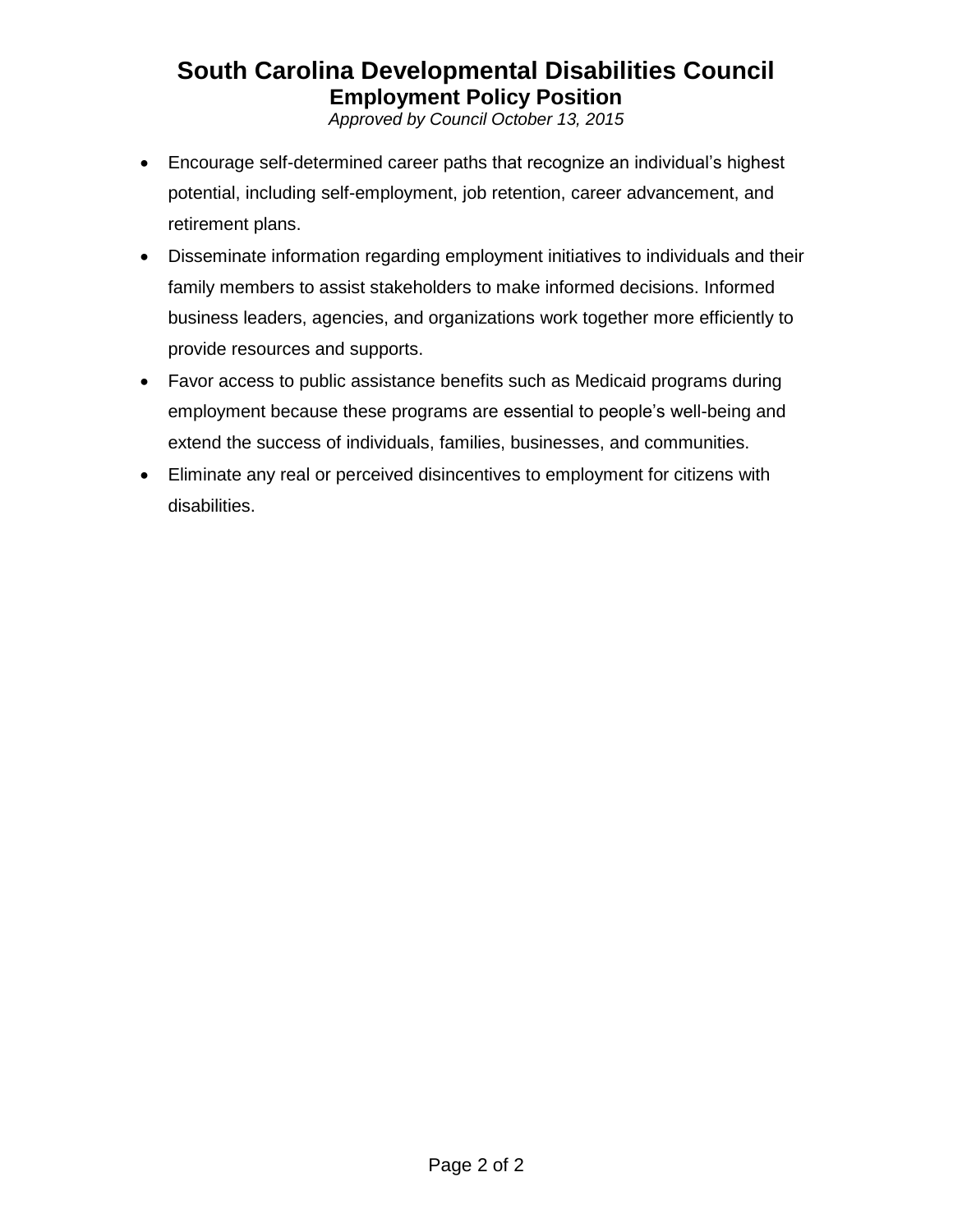# South Carolina Developmental Disabilities Council
## Employment Policy Position
*Approved by Council October 13, 2015*

- Encourage self-determined career paths that recognize an individual's highest potential, including self-employment, job retention, career advancement, and retirement plans.
- Disseminate information regarding employment initiatives to individuals and their family members to assist stakeholders to make informed decisions. Informed business leaders, agencies, and organizations work together more efficiently to provide resources and supports.
- Favor access to public assistance benefits such as Medicaid programs during employment because these programs are essential to people's well-being and extend the success of individuals, families, businesses, and communities.
- Eliminate any real or perceived disincentives to employment for citizens with disabilities.